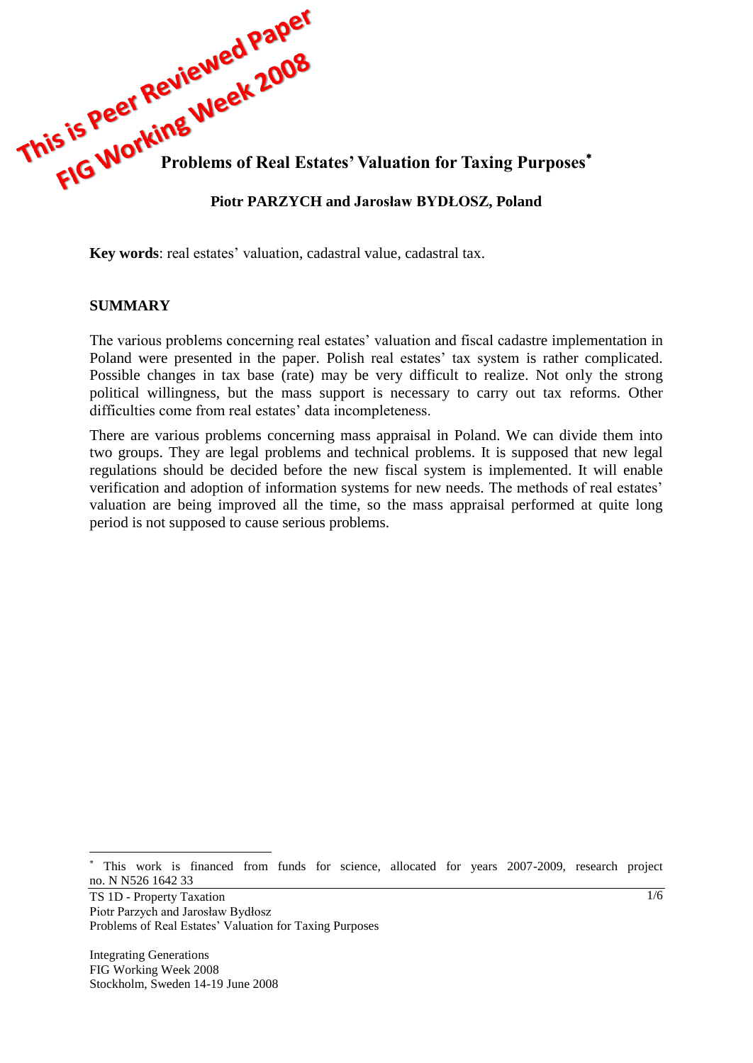This is Peer Reviewed Paper
FIG Working Week 2008

# Problems of Real Estates' Valuation for Taxing Purposes*

**Piotr PARZYCH and Jarosław BYDŁOSZ, Poland**

**Key words**: real estates' valuation, cadastral value, cadastral tax.

## SUMMARY

The various problems concerning real estates' valuation and fiscal cadastre implementation in Poland were presented in the paper. Polish real estates' tax system is rather complicated. Possible changes in tax base (rate) may be very difficult to realize. Not only the strong political willingness, but the mass support is necessary to carry out tax reforms. Other difficulties come from real estates' data incompleteness.

There are various problems concerning mass appraisal in Poland. We can divide them into two groups. They are legal problems and technical problems. It is supposed that new legal regulations should be decided before the new fiscal system is implemented. It will enable verification and adoption of information systems for new needs. The methods of real estates' valuation are being improved all the time, so the mass appraisal performed at quite long period is not supposed to cause serious problems.

---

* This work is financed from funds for science, allocated for years 2007-2009, research project no. N N526 1642 33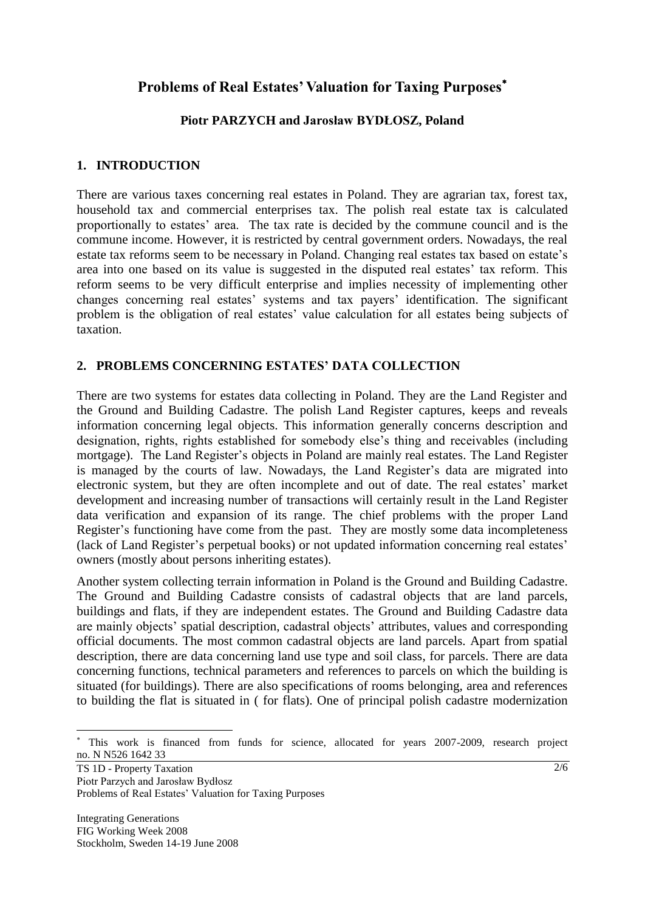# Problems of Real Estates' Valuation for Taxing Purposes*

**Piotr PARZYCH and Jarosław BYDŁOSZ, Poland**

## 1. INTRODUCTION

There are various taxes concerning real estates in Poland. They are agrarian tax, forest tax, household tax and commercial enterprises tax. The polish real estate tax is calculated proportionally to estates' area. The tax rate is decided by the commune council and is the commune income. However, it is restricted by central government orders. Nowadays, the real estate tax reforms seem to be necessary in Poland. Changing real estates tax based on estate's area into one based on its value is suggested in the disputed real estates' tax reform. This reform seems to be very difficult enterprise and implies necessity of implementing other changes concerning real estates' systems and tax payers' identification. The significant problem is the obligation of real estates' value calculation for all estates being subjects of taxation.

## 2. PROBLEMS CONCERNING ESTATES' DATA COLLECTION

There are two systems for estates data collecting in Poland. They are the Land Register and the Ground and Building Cadastre. The polish Land Register captures, keeps and reveals information concerning legal objects. This information generally concerns description and designation, rights, rights established for somebody else's thing and receivables (including mortgage). The Land Register's objects in Poland are mainly real estates. The Land Register is managed by the courts of law. Nowadays, the Land Register's data are migrated into electronic system, but they are often incomplete and out of date. The real estates' market development and increasing number of transactions will certainly result in the Land Register data verification and expansion of its range. The chief problems with the proper Land Register's functioning have come from the past. They are mostly some data incompleteness (lack of Land Register's perpetual books) or not updated information concerning real estates' owners (mostly about persons inheriting estates).

Another system collecting terrain information in Poland is the Ground and Building Cadastre. The Ground and Building Cadastre consists of cadastral objects that are land parcels, buildings and flats, if they are independent estates. The Ground and Building Cadastre data are mainly objects' spatial description, cadastral objects' attributes, values and corresponding official documents. The most common cadastral objects are land parcels. Apart from spatial description, there are data concerning land use type and soil class, for parcels. There are data concerning functions, technical parameters and references to parcels on which the building is situated (for buildings). There are also specifications of rooms belonging, area and references to building the flat is situated in ( for flats). One of principal polish cadastre modernization

* This work is financed from funds for science, allocated for years 2007-2009, research project no. N N526 1642 33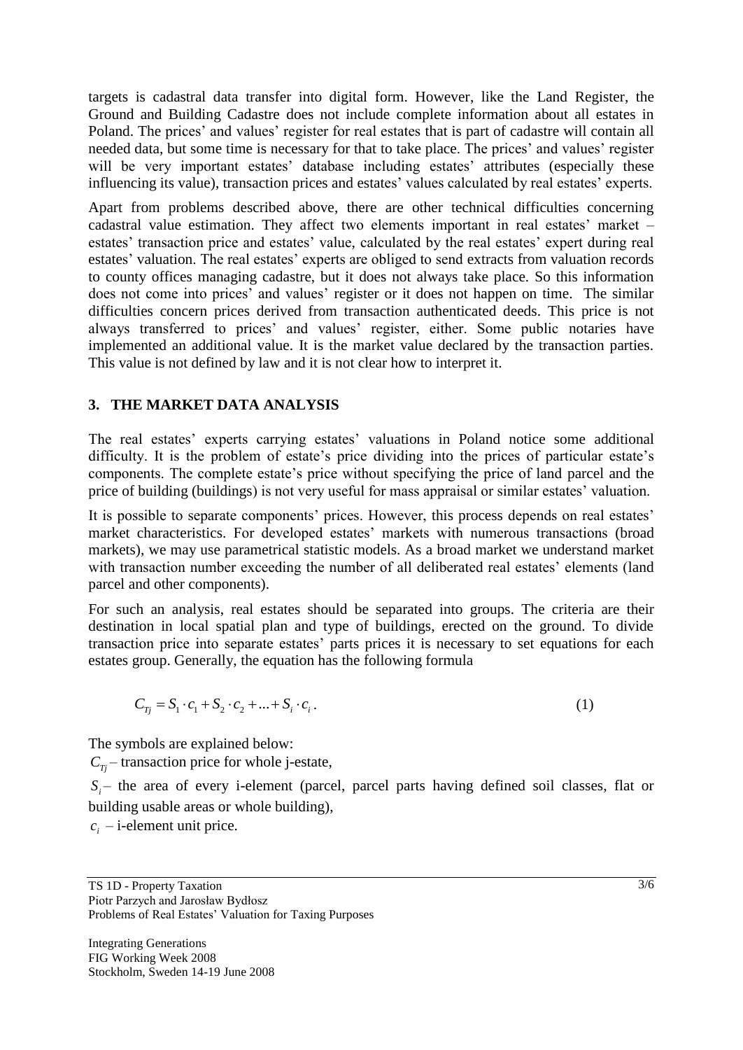targets is cadastral data transfer into digital form. However, like the Land Register, the Ground and Building Cadastre does not include complete information about all estates in Poland. The prices' and values' register for real estates that is part of cadastre will contain all needed data, but some time is necessary for that to take place. The prices' and values' register will be very important estates' database including estates' attributes (especially these influencing its value), transaction prices and estates' values calculated by real estates' experts.

Apart from problems described above, there are other technical difficulties concerning cadastral value estimation. They affect two elements important in real estates' market – estates' transaction price and estates' value, calculated by the real estates' expert during real estates' valuation. The real estates' experts are obliged to send extracts from valuation records to county offices managing cadastre, but it does not always take place. So this information does not come into prices' and values' register or it does not happen on time. The similar difficulties concern prices derived from transaction authenticated deeds. This price is not always transferred to prices' and values' register, either. Some public notaries have implemented an additional value. It is the market value declared by the transaction parties. This value is not defined by law and it is not clear how to interpret it.

## 3. THE MARKET DATA ANALYSIS

The real estates' experts carrying estates' valuations in Poland notice some additional difficulty. It is the problem of estate's price dividing into the prices of particular estate's components. The complete estate's price without specifying the price of land parcel and the price of building (buildings) is not very useful for mass appraisal or similar estates' valuation.

It is possible to separate components' prices. However, this process depends on real estates' market characteristics. For developed estates' markets with numerous transactions (broad markets), we may use parametrical statistic models. As a broad market we understand market with transaction number exceeding the number of all deliberated real estates' elements (land parcel and other components).

For such an analysis, real estates should be separated into groups. The criteria are their destination in local spatial plan and type of buildings, erected on the ground. To divide transaction price into separate estates' parts prices it is necessary to set equations for each estates group. Generally, the equation has the following formula

$$C_{Tj} = S_1 \cdot c_1 + S_2 \cdot c_2 + \ldots + S_i \cdot c_i \,. \tag{1}$$

The symbols are explained below:

$C_{Tj}$ – transaction price for whole j-estate,

$S_i$ – the area of every i-element (parcel, parcel parts having defined soil classes, flat or building usable areas or whole building),

$c_i$ – i-element unit price.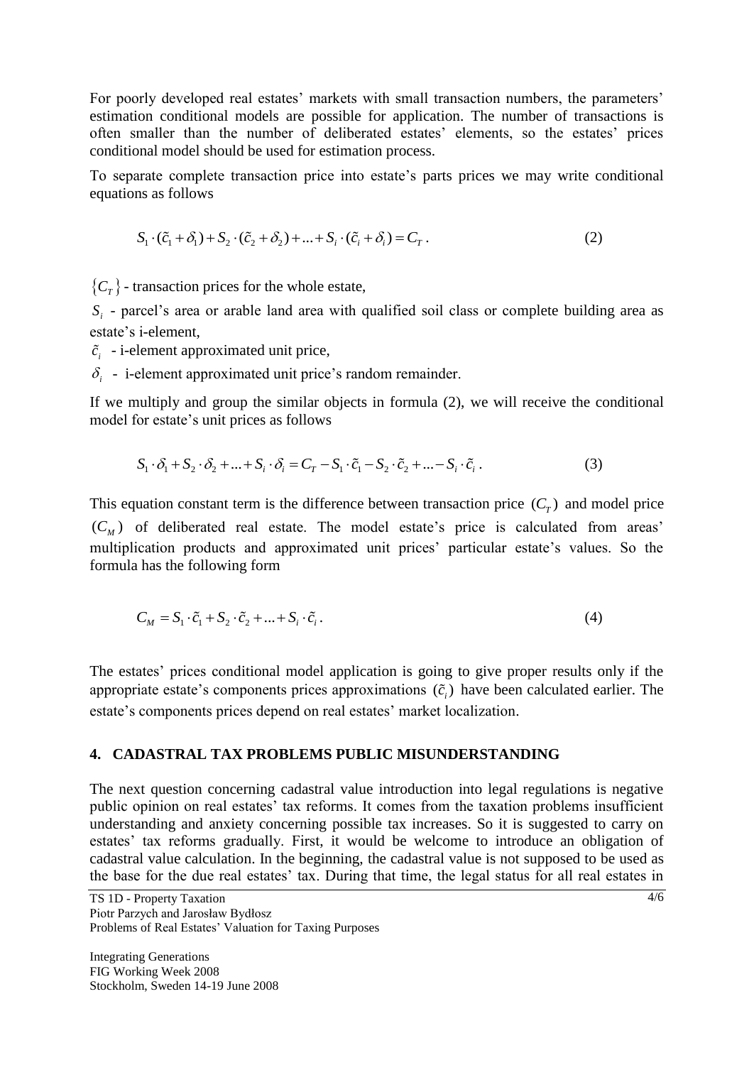For poorly developed real estates' markets with small transaction numbers, the parameters' estimation conditional models are possible for application. The number of transactions is often smaller than the number of deliberated estates' elements, so the estates' prices conditional model should be used for estimation process.

To separate complete transaction price into estate's parts prices we may write conditional equations as follows

$$S_1 \cdot (\tilde{c}_1 + \delta_1) + S_2 \cdot (\tilde{c}_2 + \delta_2) + ... + S_i \cdot (\tilde{c}_i + \delta_i) = C_T . \qquad (2)$$

$\{C_T\}$ - transaction prices for the whole estate,

$S_i$ - parcel's area or arable land area with qualified soil class or complete building area as estate's i-element,

$\tilde{c}_i$ - i-element approximated unit price,

$\delta_i$ - i-element approximated unit price's random remainder.

If we multiply and group the similar objects in formula (2), we will receive the conditional model for estate's unit prices as follows

$$S_1 \cdot \delta_1 + S_2 \cdot \delta_2 + ... + S_i \cdot \delta_i = C_T - S_1 \cdot \tilde{c}_1 - S_2 \cdot \tilde{c}_2 + ... - S_i \cdot \tilde{c}_i . \qquad (3)$$

This equation constant term is the difference between transaction price $(C_T)$ and model price $(C_M)$ of deliberated real estate. The model estate's price is calculated from areas' multiplication products and approximated unit prices' particular estate's values. So the formula has the following form

$$C_M = S_1 \cdot \tilde{c}_1 + S_2 \cdot \tilde{c}_2 + ... + S_i \cdot \tilde{c}_i . \qquad (4)$$

The estates' prices conditional model application is going to give proper results only if the appropriate estate's components prices approximations $(\tilde{c}_i)$ have been calculated earlier. The estate's components prices depend on real estates' market localization.

## 4. CADASTRAL TAX PROBLEMS PUBLIC MISUNDERSTANDING

The next question concerning cadastral value introduction into legal regulations is negative public opinion on real estates' tax reforms. It comes from the taxation problems insufficient understanding and anxiety concerning possible tax increases. So it is suggested to carry on estates' tax reforms gradually. First, it would be welcome to introduce an obligation of cadastral value calculation. In the beginning, the cadastral value is not supposed to be used as the base for the due real estates' tax. During that time, the legal status for all real estates in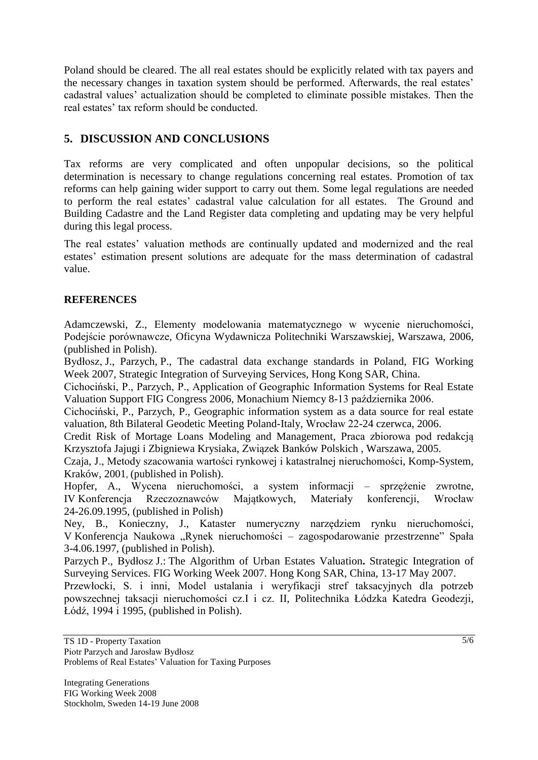Poland should be cleared. The all real estates should be explicitly related with tax payers and the necessary changes in taxation system should be performed. Afterwards, the real estates' cadastral values' actualization should be completed to eliminate possible mistakes. Then the real estates' tax reform should be conducted.

## 5. DISCUSSION AND CONCLUSIONS

Tax reforms are very complicated and often unpopular decisions, so the political determination is necessary to change regulations concerning real estates. Promotion of tax reforms can help gaining wider support to carry out them. Some legal regulations are needed to perform the real estates' cadastral value calculation for all estates. The Ground and Building Cadastre and the Land Register data completing and updating may be very helpful during this legal process.

The real estates' valuation methods are continually updated and modernized and the real estates' estimation present solutions are adequate for the mass determination of cadastral value.

## REFERENCES

Adamczewski, Z., Elementy modelowania matematycznego w wycenie nieruchomości, Podejście porównawcze, Oficyna Wydawnicza Politechniki Warszawskiej, Warszawa, 2006, (published in Polish).

Bydłosz, J., Parzych, P., The cadastral data exchange standards in Poland, FIG Working Week 2007, Strategic Integration of Surveying Services, Hong Kong SAR, China.

Cichociński, P., Parzych, P., Application of Geographic Information Systems for Real Estate Valuation Support FIG Congress 2006, Monachium Niemcy 8-13 października 2006.

Cichociński, P., Parzych, P., Geographic information system as a data source for real estate valuation, 8th Bilateral Geodetic Meeting Poland-Italy, Wrocław 22-24 czerwca, 2006.

Credit Risk of Mortage Loans Modeling and Management, Praca zbiorowa pod redakcją Krzysztofa Jajugi i Zbigniewa Krysiaka, Związek Banków Polskich , Warszawa, 2005.

Czaja, J., Metody szacowania wartości rynkowej i katastralnej nieruchomości, Komp-System, Kraków, 2001, (published in Polish).

Hopfer, A., Wycena nieruchomości, a system informacji – sprzężenie zwrotne, IV Konferencja Rzeczoznawców Majątkowych, Materiały konferencji, Wrocław 24-26.09.1995, (published in Polish)

Ney, B., Konieczny, J., Kataster numeryczny narzędziem rynku nieruchomości, V Konferencja Naukowa „Rynek nieruchomości – zagospodarowanie przestrzenne" Spała 3-4.06.1997, (published in Polish).

Parzych P., Bydłosz J.: The Algorithm of Urban Estates Valuation**.** Strategic Integration of Surveying Services. FIG Working Week 2007. Hong Kong SAR, China, 13-17 May 2007.

Przewłocki, S. i inni, Model ustalania i weryfikacji stref taksacyjnych dla potrzeb powszechnej taksacji nieruchomości cz.I i cz. II, Politechnika Łódzka Katedra Geodezji, Łódź, 1994 i 1995, (published in Polish).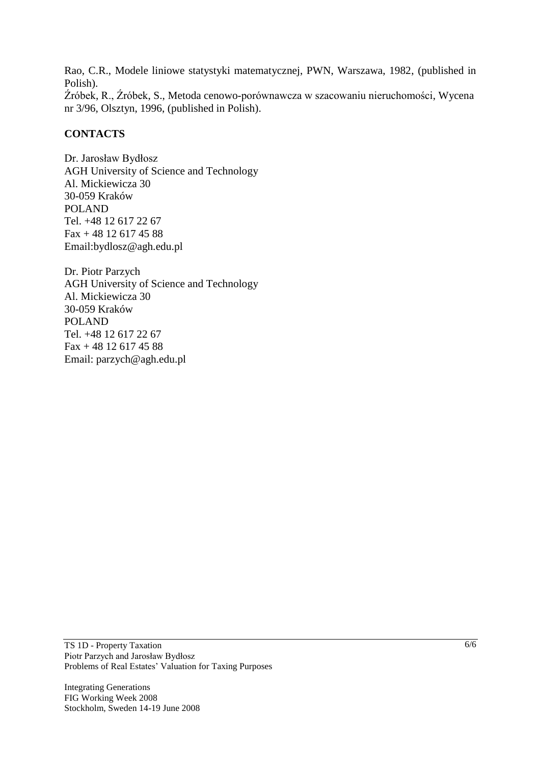Rao, C.R., Modele liniowe statystyki matematycznej, PWN, Warszawa, 1982, (published in Polish).

Źróbek, R., Źróbek, S., Metoda cenowo-porównawcza w szacowaniu nieruchomości, Wycena nr 3/96, Olsztyn, 1996, (published in Polish).

## CONTACTS

Dr. Jarosław Bydłosz
AGH University of Science and Technology
Al. Mickiewicza 30
30-059 Kraków
POLAND
Tel. +48 12 617 22 67
Fax + 48 12 617 45 88
Email:bydlosz@agh.edu.pl

Dr. Piotr Parzych
AGH University of Science and Technology
Al. Mickiewicza 30
30-059 Kraków
POLAND
Tel. +48 12 617 22 67
Fax + 48 12 617 45 88
Email: parzych@agh.edu.pl